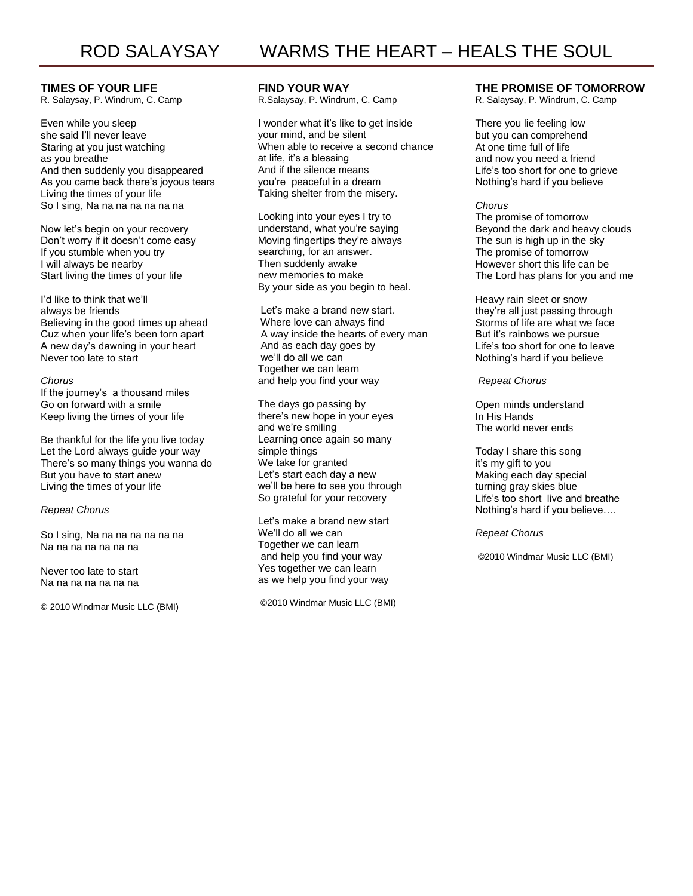# ROD SALAYSAY WARMS THE HEART – HEALS THE SOUL

## TIMES OF YOUR LIFE

R. Salaysay, P. Windrum, C. Camp

Even while you sleep
she said I'll never leave
Staring at you just watching
as you breathe
And then suddenly you disappeared
As you came back there's joyous tears
Living the times of your life
So I sing, Na na na na na na na

Now let's begin on your recovery
Don't worry if it doesn't come easy
If you stumble when you try
I will always be nearby
Start living the times of your life

I'd like to think that we'll
always be friends
Believing in the good times up ahead
Cuz when your life's been torn apart
A new day's dawning in your heart
Never too late to start

*Chorus*
If the journey's a thousand miles
Go on forward with a smile
Keep living the times of your life

Be thankful for the life you live today
Let the Lord always guide your way
There's so many things you wanna do
But you have to start anew
Living the times of your life

*Repeat Chorus*

So I sing, Na na na na na na na
Na na na na na na na

Never too late to start
Na na na na na na na

© 2010 Windmar Music LLC (BMI)

## FIND YOUR WAY

R.Salaysay, P. Windrum, C. Camp

I wonder what it's like to get inside
your mind, and be silent
When able to receive a second chance
at life, it's a blessing
And if the silence means
you're peaceful in a dream
Taking shelter from the misery.

Looking into your eyes I try to
understand, what you're saying
Moving fingertips they're always
searching, for an answer.
Then suddenly awake
new memories to make
By your side as you begin to heal.

Let's make a brand new start.
Where love can always find
A way inside the hearts of every man
And as each day goes by
we'll do all we can
Together we can learn
and help you find your way

The days go passing by
there's new hope in your eyes
and we're smiling
Learning once again so many
simple things
We take for granted
Let's start each day a new
we'll be here to see you through
So grateful for your recovery

Let's make a brand new start
We'll do all we can
Together we can learn
and help you find your way
Yes together we can learn
as we help you find your way

©2010 Windmar Music LLC (BMI)

## THE PROMISE OF TOMORROW

R. Salaysay, P. Windrum, C. Camp

There you lie feeling low
but you can comprehend
At one time full of life
and now you need a friend
Life's too short for one to grieve
Nothing's hard if you believe

*Chorus*
The promise of tomorrow
Beyond the dark and heavy clouds
The sun is high up in the sky
The promise of tomorrow
However short this life can be
The Lord has plans for you and me

Heavy rain sleet or snow
they're all just passing through
Storms of life are what we face
But it's rainbows we pursue
Life's too short for one to leave
Nothing's hard if you believe

*Repeat Chorus*

Open minds understand
In His Hands
The world never ends

Today I share this song
it's my gift to you
Making each day special
turning gray skies blue
Life's too short live and breathe
Nothing's hard if you believe….

*Repeat Chorus*

©2010 Windmar Music LLC (BMI)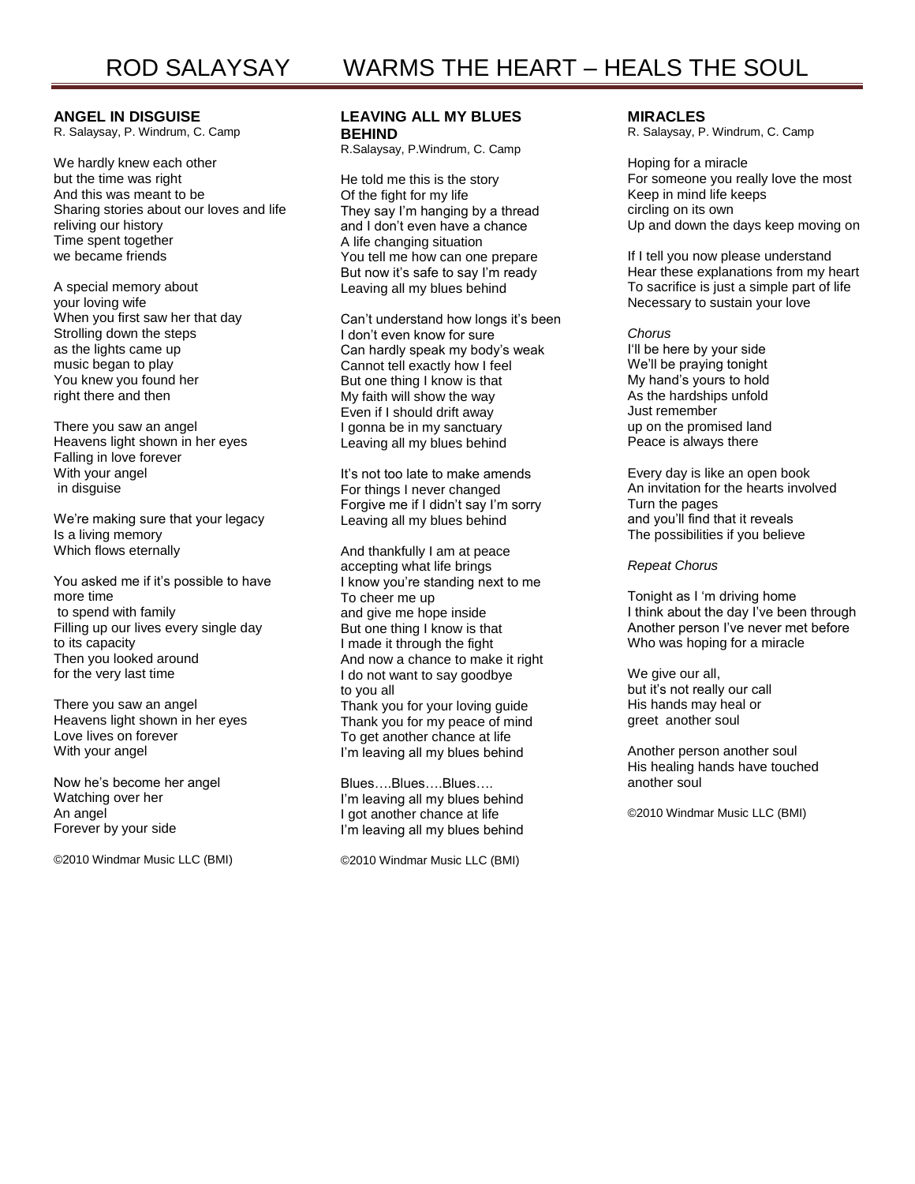# ROD SALAYSAY WARMS THE HEART – HEALS THE SOUL

### ANGEL IN DISGUISE

R. Salaysay, P. Windrum, C. Camp

We hardly knew each other
but the time was right
And this was meant to be
Sharing stories about our loves and life
reliving our history
Time spent together
we became friends

A special memory about
your loving wife
When you first saw her that day
Strolling down the steps
as the lights came up
music began to play
You knew you found her
right there and then

There you saw an angel
Heavens light shown in her eyes
Falling in love forever
With your angel
in disguise

We're making sure that your legacy
Is a living memory
Which flows eternally

You asked me if it's possible to have
more time
to spend with family
Filling up our lives every single day
to its capacity
Then you looked around
for the very last time

There you saw an angel
Heavens light shown in her eyes
Love lives on forever
With your angel

Now he's become her angel
Watching over her
An angel
Forever by your side

©2010 Windmar Music LLC (BMI)

### LEAVING ALL MY BLUES BEHIND

R.Salaysay, P.Windrum, C. Camp

He told me this is the story
Of the fight for my life
They say I'm hanging by a thread
and I don't even have a chance
A life changing situation
You tell me how can one prepare
But now it's safe to say I'm ready
Leaving all my blues behind

Can't understand how longs it's been
I don't even know for sure
Can hardly speak my body's weak
Cannot tell exactly how I feel
But one thing I know is that
My faith will show the way
Even if I should drift away
I gonna be in my sanctuary
Leaving all my blues behind

It's not too late to make amends
For things I never changed
Forgive me if I didn't say I'm sorry
Leaving all my blues behind

And thankfully I am at peace
accepting what life brings
I know you're standing next to me
To cheer me up
and give me hope inside
But one thing I know is that
I made it through the fight
And now a chance to make it right
I do not want to say goodbye
to you all
Thank you for your loving guide
Thank you for my peace of mind
To get another chance at life
I'm leaving all my blues behind

Blues….Blues….Blues….
I'm leaving all my blues behind
I got another chance at life
I'm leaving all my blues behind

©2010 Windmar Music LLC (BMI)

### MIRACLES

R. Salaysay, P. Windrum, C. Camp

Hoping for a miracle
For someone you really love the most
Keep in mind life keeps
circling on its own
Up and down the days keep moving on

If I tell you now please understand
Hear these explanations from my heart
To sacrifice is just a simple part of life
Necessary to sustain your love

*Chorus*
I'll be here by your side
We'll be praying tonight
My hand's yours to hold
As the hardships unfold
Just remember
up on the promised land
Peace is always there

Every day is like an open book
An invitation for the hearts involved
Turn the pages
and you'll find that it reveals
The possibilities if you believe

*Repeat Chorus*

Tonight as I 'm driving home
I think about the day I've been through
Another person I've never met before
Who was hoping for a miracle

We give our all,
but it's not really our call
His hands may heal or
greet another soul

Another person another soul
His healing hands have touched
another soul

©2010 Windmar Music LLC (BMI)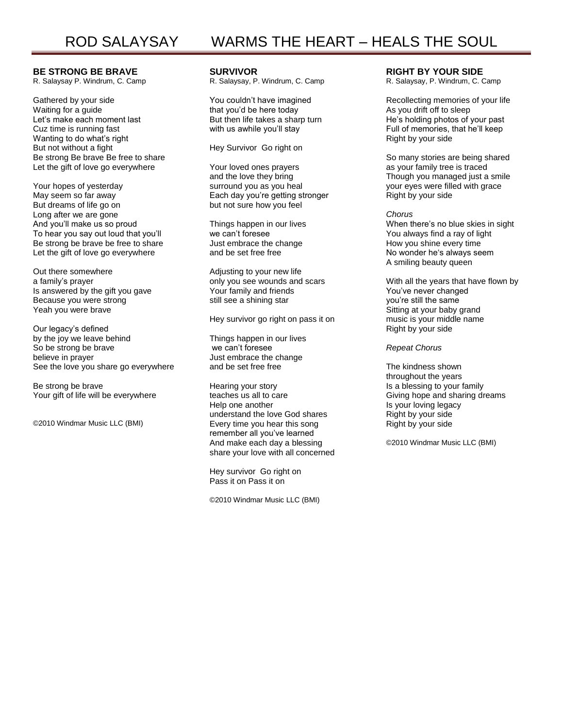# ROD SALAYSAY WARMS THE HEART – HEALS THE SOUL

**BE STRONG BE BRAVE**
R. Salaysay P. Windrum, C. Camp

Gathered by your side
Waiting for a guide
Let's make each moment last
Cuz time is running fast
Wanting to do what's right
But not without a fight
Be strong Be brave Be free to share
Let the gift of love go everywhere

Your hopes of yesterday
May seem so far away
But dreams of life go on
Long after we are gone
And you'll make us so proud
To hear you say out loud that you'll
Be strong be brave be free to share
Let the gift of love go everywhere

Out there somewhere
a family's prayer
Is answered by the gift you gave
Because you were strong
Yeah you were brave

Our legacy's defined
by the joy we leave behind
So be strong be brave
believe in prayer
See the love you share go everywhere

Be strong be brave
Your gift of life will be everywhere

©2010 Windmar Music LLC (BMI)

**SURVIVOR**
R. Salaysay, P. Windrum, C. Camp

You couldn't have imagined
that you'd be here today
But then life takes a sharp turn
with us awhile you'll stay

Hey Survivor Go right on

Your loved ones prayers
and the love they bring
surround you as you heal
Each day you're getting stronger
but not sure how you feel

Things happen in our lives
we can't foresee
Just embrace the change
and be set free free

Adjusting to your new life
only you see wounds and scars
Your family and friends
still see a shining star

Hey survivor go right on pass it on

Things happen in our lives
we can't foresee
Just embrace the change
and be set free free

Hearing your story
teaches us all to care
Help one another
understand the love God shares
Every time you hear this song
remember all you've learned
And make each day a blessing
share your love with all concerned

Hey survivor Go right on
Pass it on Pass it on

©2010 Windmar Music LLC (BMI)

**RIGHT BY YOUR SIDE**
R. Salaysay, P. Windrum, C. Camp

Recollecting memories of your life
As you drift off to sleep
He's holding photos of your past
Full of memories, that he'll keep
Right by your side

So many stories are being shared
as your family tree is traced
Though you managed just a smile
your eyes were filled with grace
Right by your side

*Chorus*
When there's no blue skies in sight
You always find a ray of light
How you shine every time
No wonder he's always seem
A smiling beauty queen

With all the years that have flown by
You've never changed
you're still the same
Sitting at your baby grand
music is your middle name
Right by your side

*Repeat Chorus*

The kindness shown
throughout the years
Is a blessing to your family
Giving hope and sharing dreams
Is your loving legacy
Right by your side
Right by your side

©2010 Windmar Music LLC (BMI)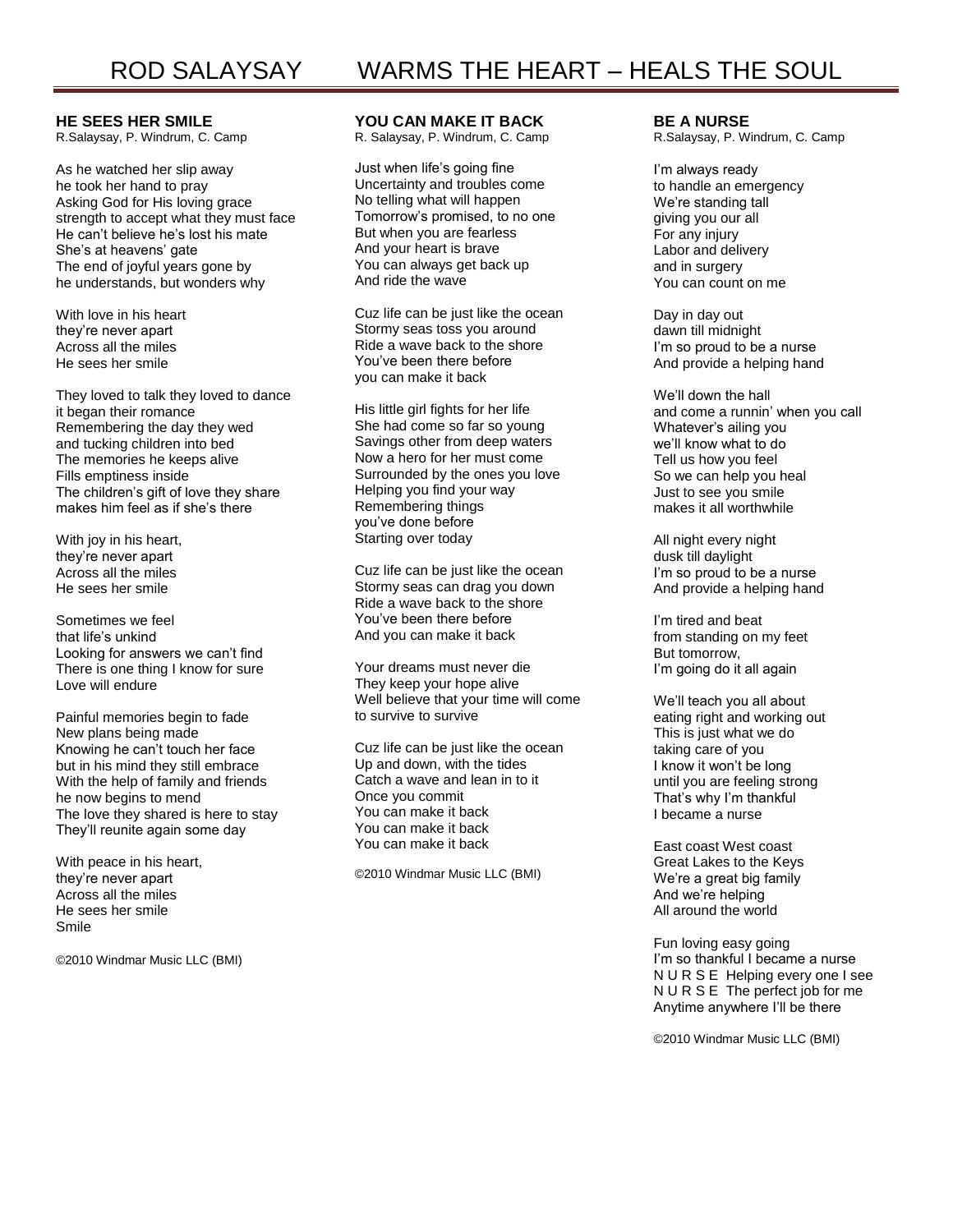# ROD SALAYSAY WARMS THE HEART – HEALS THE SOUL

### HE SEES HER SMILE

R.Salaysay, P. Windrum, C. Camp

As he watched her slip away
he took her hand to pray
Asking God for His loving grace
strength to accept what they must face
He can't believe he's lost his mate
She's at heavens' gate
The end of joyful years gone by
he understands, but wonders why

With love in his heart
they're never apart
Across all the miles
He sees her smile

They loved to talk they loved to dance
it began their romance
Remembering the day they wed
and tucking children into bed
The memories he keeps alive
Fills emptiness inside
The children's gift of love they share
makes him feel as if she's there

With joy in his heart,
they're never apart
Across all the miles
He sees her smile

Sometimes we feel
that life's unkind
Looking for answers we can't find
There is one thing I know for sure
Love will endure

Painful memories begin to fade
New plans being made
Knowing he can't touch her face
but in his mind they still embrace
With the help of family and friends
he now begins to mend
The love they shared is here to stay
They'll reunite again some day

With peace in his heart,
they're never apart
Across all the miles
He sees her smile
Smile

©2010 Windmar Music LLC (BMI)

### YOU CAN MAKE IT BACK

R. Salaysay, P. Windrum, C. Camp

Just when life's going fine
Uncertainty and troubles come
No telling what will happen
Tomorrow's promised, to no one
But when you are fearless
And your heart is brave
You can always get back up
And ride the wave

Cuz life can be just like the ocean
Stormy seas toss you around
Ride a wave back to the shore
You've been there before
you can make it back

His little girl fights for her life
She had come so far so young
Savings other from deep waters
Now a hero for her must come
Surrounded by the ones you love
Helping you find your way
Remembering things
you've done before
Starting over today

Cuz life can be just like the ocean
Stormy seas can drag you down
Ride a wave back to the shore
You've been there before
And you can make it back

Your dreams must never die
They keep your hope alive
Well believe that your time will come
to survive to survive

Cuz life can be just like the ocean
Up and down, with the tides
Catch a wave and lean in to it
Once you commit
You can make it back
You can make it back
You can make it back

©2010 Windmar Music LLC (BMI)

### BE A NURSE

R.Salaysay, P. Windrum, C. Camp

I'm always ready
to handle an emergency
We're standing tall
giving you our all
For any injury
Labor and delivery
and in surgery
You can count on me

Day in day out
dawn till midnight
I'm so proud to be a nurse
And provide a helping hand

We'll down the hall
and come a runnin' when you call
Whatever's ailing you
we'll know what to do
Tell us how you feel
So we can help you heal
Just to see you smile
makes it all worthwhile

All night every night
dusk till daylight
I'm so proud to be a nurse
And provide a helping hand

I'm tired and beat
from standing on my feet
But tomorrow,
I'm going do it all again

We'll teach you all about
eating right and working out
This is just what we do
taking care of you
I know it won't be long
until you are feeling strong
That's why I'm thankful
I became a nurse

East coast West coast
Great Lakes to the Keys
We're a great big family
And we're helping
All around the world

Fun loving easy going
I'm so thankful I became a nurse
N U R S E Helping every one I see
N U R S E The perfect job for me
Anytime anywhere I'll be there

©2010 Windmar Music LLC (BMI)